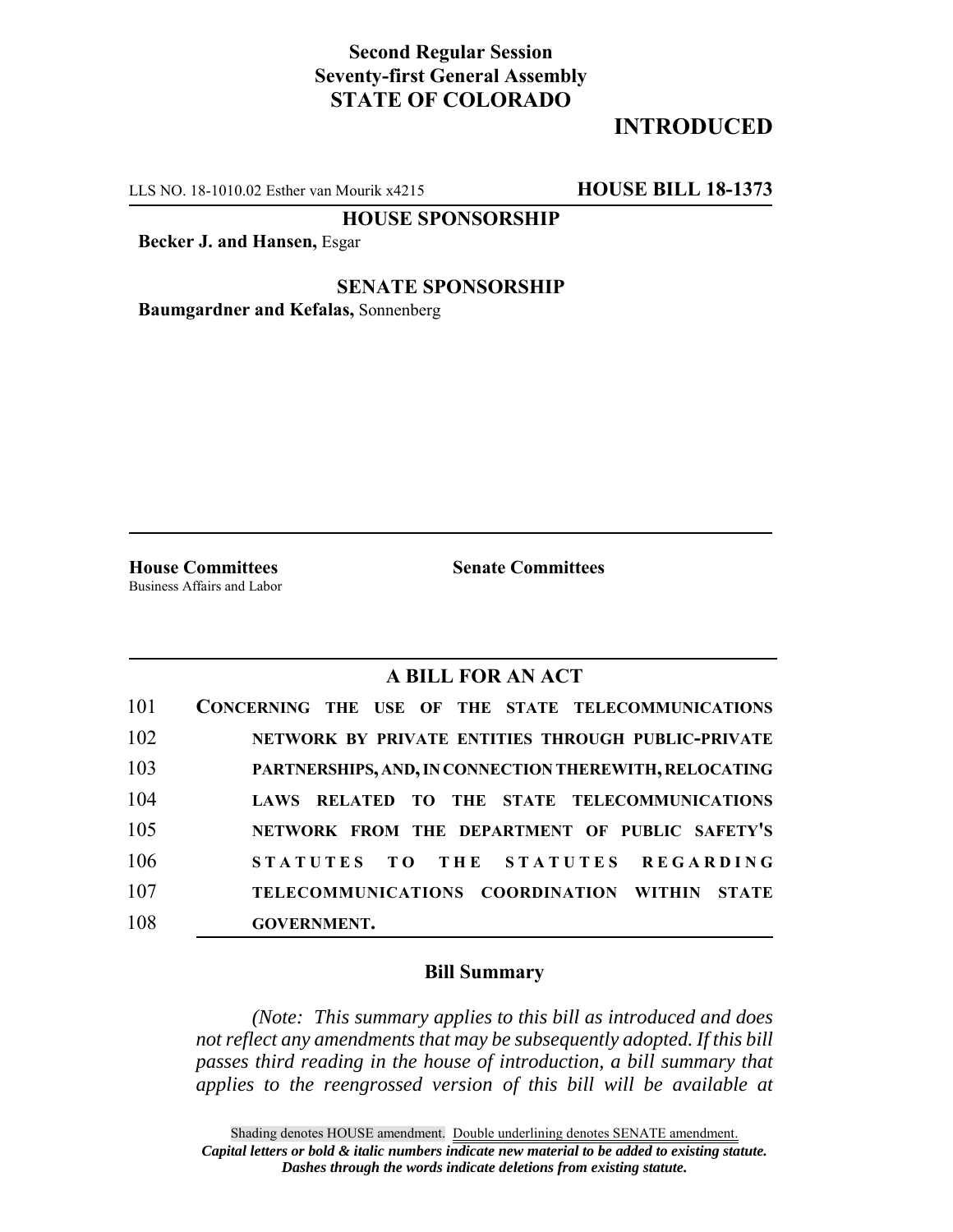**Second Regular Session**
**Seventy-first General Assembly**
**STATE OF COLORADO**

# INTRODUCED

LLS NO. 18-1010.02 Esther van Mourik x4215 **HOUSE BILL 18-1373**

**HOUSE SPONSORSHIP**

**Becker J. and Hansen,** Esgar

**SENATE SPONSORSHIP**

**Baumgardner and Kefalas,** Sonnenberg

**House Committees**
Business Affairs and Labor

**Senate Committees**

## A BILL FOR AN ACT

101 **CONCERNING THE USE OF THE STATE TELECOMMUNICATIONS**
102 **NETWORK BY PRIVATE ENTITIES THROUGH PUBLIC-PRIVATE**
103 **PARTNERSHIPS, AND, IN CONNECTION THEREWITH, RELOCATING**
104 **LAWS RELATED TO THE STATE TELECOMMUNICATIONS**
105 **NETWORK FROM THE DEPARTMENT OF PUBLIC SAFETY'S**
106 **STATUTES TO THE STATUTES REGARDING**
107 **TELECOMMUNICATIONS COORDINATION WITHIN STATE**
108 **GOVERNMENT.**

### Bill Summary

*(Note: This summary applies to this bill as introduced and does not reflect any amendments that may be subsequently adopted. If this bill passes third reading in the house of introduction, a bill summary that applies to the reengrossed version of this bill will be available at*

Shading denotes HOUSE amendment. Double underlining denotes SENATE amendment.
***Capital letters or bold & italic numbers indicate new material to be added to existing statute.***
***Dashes through the words indicate deletions from existing statute.***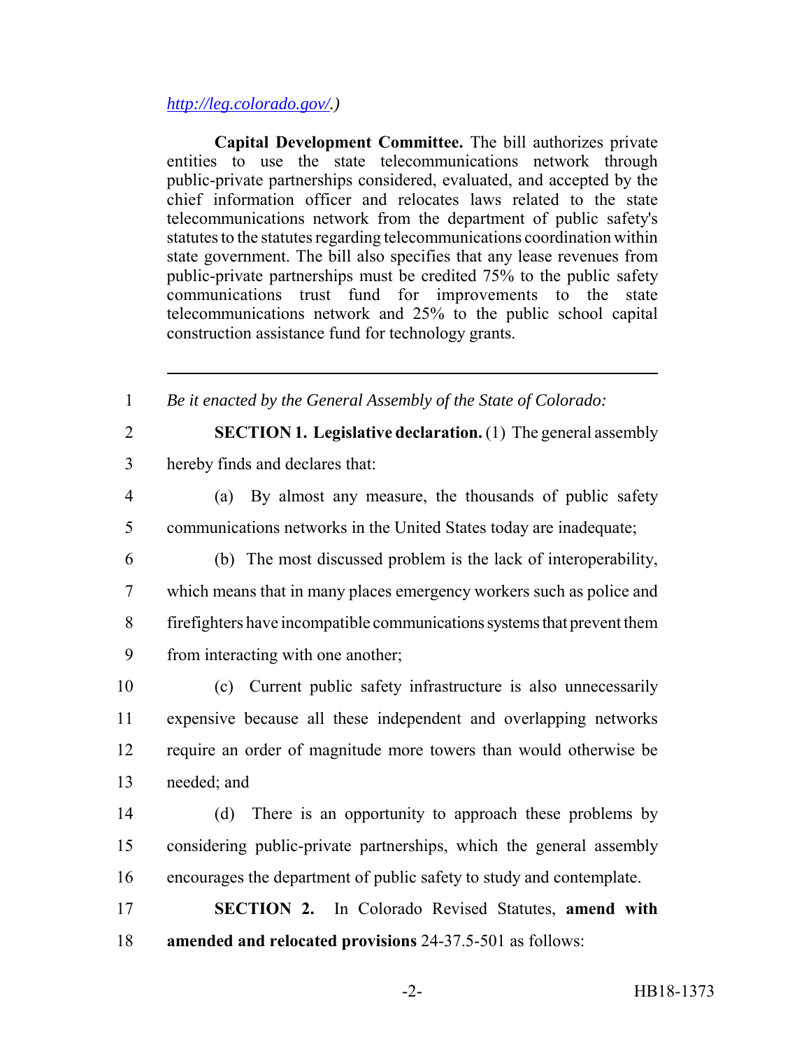*http://leg.colorado.gov/.)*

**Capital Development Committee.** The bill authorizes private entities to use the state telecommunications network through public-private partnerships considered, evaluated, and accepted by the chief information officer and relocates laws related to the state telecommunications network from the department of public safety's statutes to the statutes regarding telecommunications coordination within state government. The bill also specifies that any lease revenues from public-private partnerships must be credited 75% to the public safety communications trust fund for improvements to the state telecommunications network and 25% to the public school capital construction assistance fund for technology grants.

---

1 *Be it enacted by the General Assembly of the State of Colorado:*

2 **SECTION 1. Legislative declaration.** (1) The general assembly
3 hereby finds and declares that:

4 (a) By almost any measure, the thousands of public safety
5 communications networks in the United States today are inadequate;

6 (b) The most discussed problem is the lack of interoperability,
7 which means that in many places emergency workers such as police and
8 firefighters have incompatible communications systems that prevent them
9 from interacting with one another;

10 (c) Current public safety infrastructure is also unnecessarily
11 expensive because all these independent and overlapping networks
12 require an order of magnitude more towers than would otherwise be
13 needed; and

14 (d) There is an opportunity to approach these problems by
15 considering public-private partnerships, which the general assembly
16 encourages the department of public safety to study and contemplate.

17 **SECTION 2.** In Colorado Revised Statutes, **amend with**
18 **amended and relocated provisions** 24-37.5-501 as follows: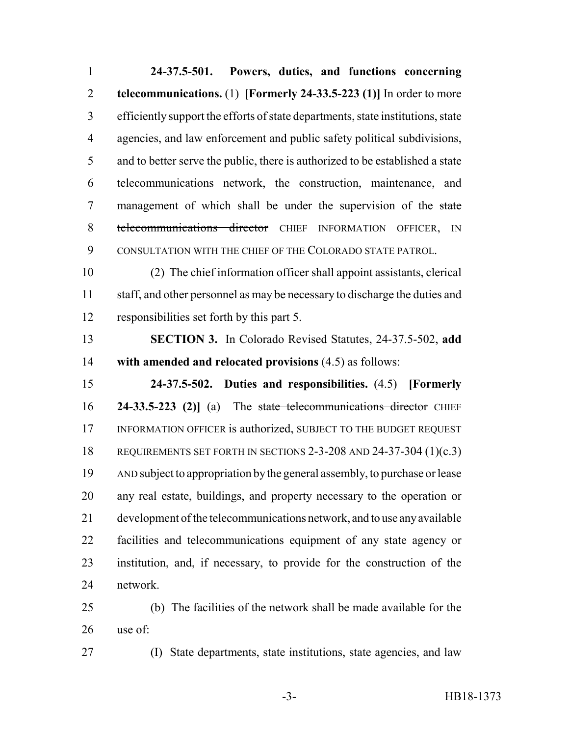**24-37.5-501. Powers, duties, and functions concerning telecommunications.** (1) **[Formerly 24-33.5-223 (1)]** In order to more efficiently support the efforts of state departments, state institutions, state agencies, and law enforcement and public safety political subdivisions, and to better serve the public, there is authorized to be established a state telecommunications network, the construction, maintenance, and management of which shall be under the supervision of the ~~state telecommunications director~~ CHIEF INFORMATION OFFICER, IN CONSULTATION WITH THE CHIEF OF THE COLORADO STATE PATROL.

(2) The chief information officer shall appoint assistants, clerical staff, and other personnel as may be necessary to discharge the duties and responsibilities set forth by this part 5.

**SECTION 3.** In Colorado Revised Statutes, 24-37.5-502, **add with amended and relocated provisions** (4.5) as follows:

**24-37.5-502. Duties and responsibilities.** (4.5) **[Formerly 24-33.5-223 (2)]** (a) The ~~state telecommunications director~~ CHIEF INFORMATION OFFICER is authorized, SUBJECT TO THE BUDGET REQUEST REQUIREMENTS SET FORTH IN SECTIONS 2-3-208 AND 24-37-304 (1)(c.3) AND subject to appropriation by the general assembly, to purchase or lease any real estate, buildings, and property necessary to the operation or development of the telecommunications network, and to use any available facilities and telecommunications equipment of any state agency or institution, and, if necessary, to provide for the construction of the network.

(b) The facilities of the network shall be made available for the use of:

(I) State departments, state institutions, state agencies, and law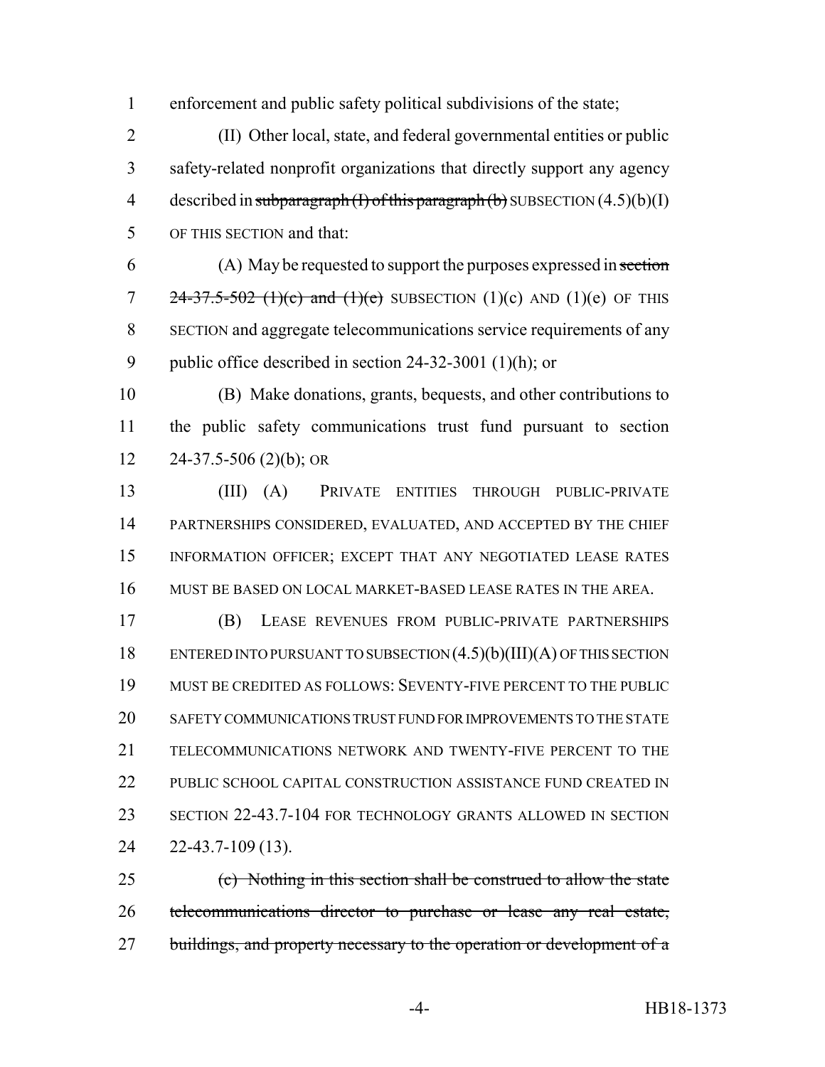enforcement and public safety political subdivisions of the state;

(II) Other local, state, and federal governmental entities or public safety-related nonprofit organizations that directly support any agency described in ~~subparagraph (I) of this paragraph (b)~~ SUBSECTION (4.5)(b)(I) OF THIS SECTION and that:

(A) May be requested to support the purposes expressed in ~~section 24-37.5-502 (1)(c) and (1)(e)~~ SUBSECTION (1)(c) AND (1)(e) OF THIS SECTION and aggregate telecommunications service requirements of any public office described in section 24-32-3001 (1)(h); or

(B) Make donations, grants, bequests, and other contributions to the public safety communications trust fund pursuant to section 24-37.5-506 (2)(b); OR

(III) (A) PRIVATE ENTITIES THROUGH PUBLIC-PRIVATE PARTNERSHIPS CONSIDERED, EVALUATED, AND ACCEPTED BY THE CHIEF INFORMATION OFFICER; EXCEPT THAT ANY NEGOTIATED LEASE RATES MUST BE BASED ON LOCAL MARKET-BASED LEASE RATES IN THE AREA.

(B) LEASE REVENUES FROM PUBLIC-PRIVATE PARTNERSHIPS ENTERED INTO PURSUANT TO SUBSECTION (4.5)(b)(III)(A) OF THIS SECTION MUST BE CREDITED AS FOLLOWS: SEVENTY-FIVE PERCENT TO THE PUBLIC SAFETY COMMUNICATIONS TRUST FUND FOR IMPROVEMENTS TO THE STATE TELECOMMUNICATIONS NETWORK AND TWENTY-FIVE PERCENT TO THE PUBLIC SCHOOL CAPITAL CONSTRUCTION ASSISTANCE FUND CREATED IN SECTION 22-43.7-104 FOR TECHNOLOGY GRANTS ALLOWED IN SECTION 22-43.7-109 (13).

~~(c) Nothing in this section shall be construed to allow the state telecommunications director to purchase or lease any real estate, buildings, and property necessary to the operation or development of a~~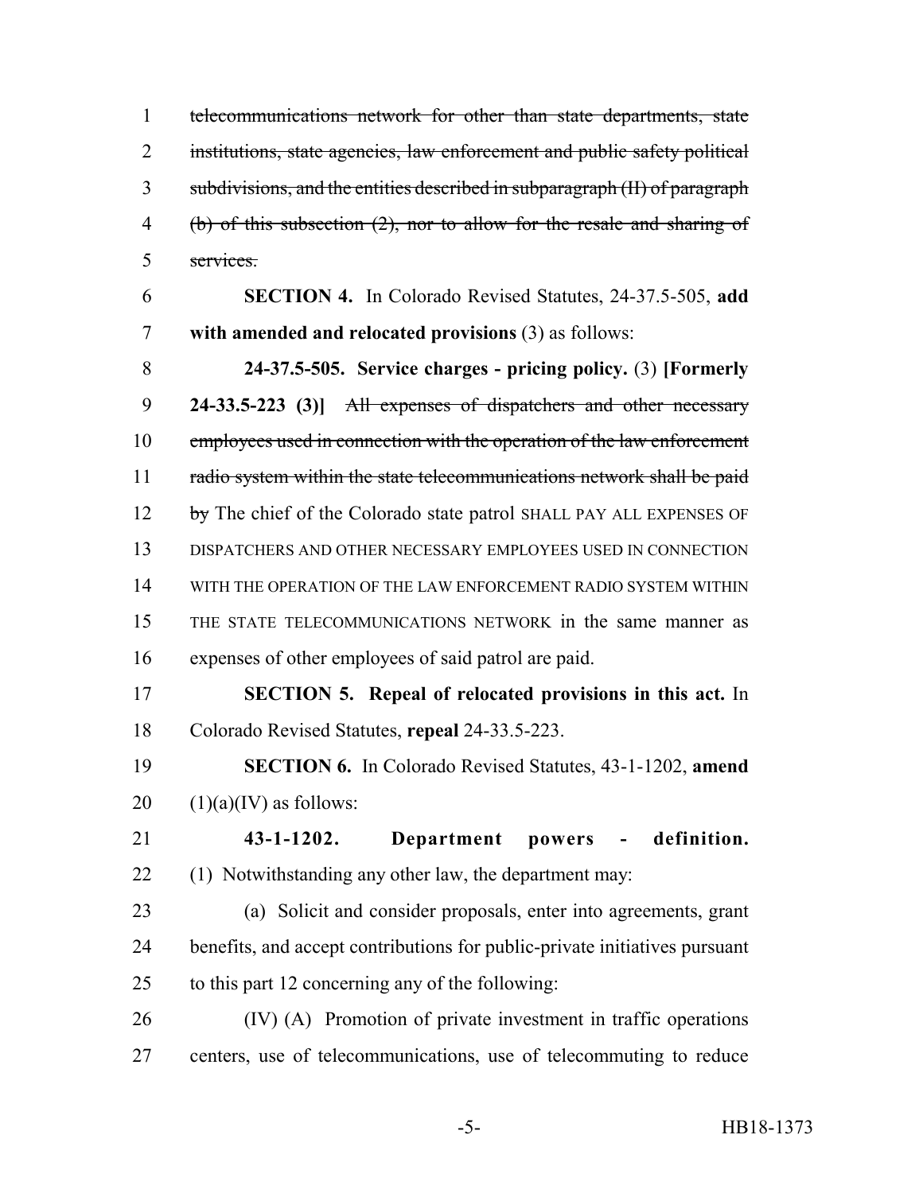~~telecommunications network for other than state departments, state institutions, state agencies, law enforcement and public safety political subdivisions, and the entities described in subparagraph (II) of paragraph (b) of this subsection (2), nor to allow for the resale and sharing of services.~~

**SECTION 4.** In Colorado Revised Statutes, 24-37.5-505, **add with amended and relocated provisions** (3) as follows:

**24-37.5-505. Service charges - pricing policy.** (3) **[Formerly 24-33.5-223 (3)]** ~~All expenses of dispatchers and other necessary employees used in connection with the operation of the law enforcement radio system within the state telecommunications network shall be paid by~~ The chief of the Colorado state patrol SHALL PAY ALL EXPENSES OF DISPATCHERS AND OTHER NECESSARY EMPLOYEES USED IN CONNECTION WITH THE OPERATION OF THE LAW ENFORCEMENT RADIO SYSTEM WITHIN THE STATE TELECOMMUNICATIONS NETWORK in the same manner as expenses of other employees of said patrol are paid.

**SECTION 5. Repeal of relocated provisions in this act.** In Colorado Revised Statutes, **repeal** 24-33.5-223.

**SECTION 6.** In Colorado Revised Statutes, 43-1-1202, **amend** (1)(a)(IV) as follows:

**43-1-1202. Department powers - definition.** (1) Notwithstanding any other law, the department may:

(a) Solicit and consider proposals, enter into agreements, grant benefits, and accept contributions for public-private initiatives pursuant to this part 12 concerning any of the following:

(IV) (A) Promotion of private investment in traffic operations centers, use of telecommunications, use of telecommuting to reduce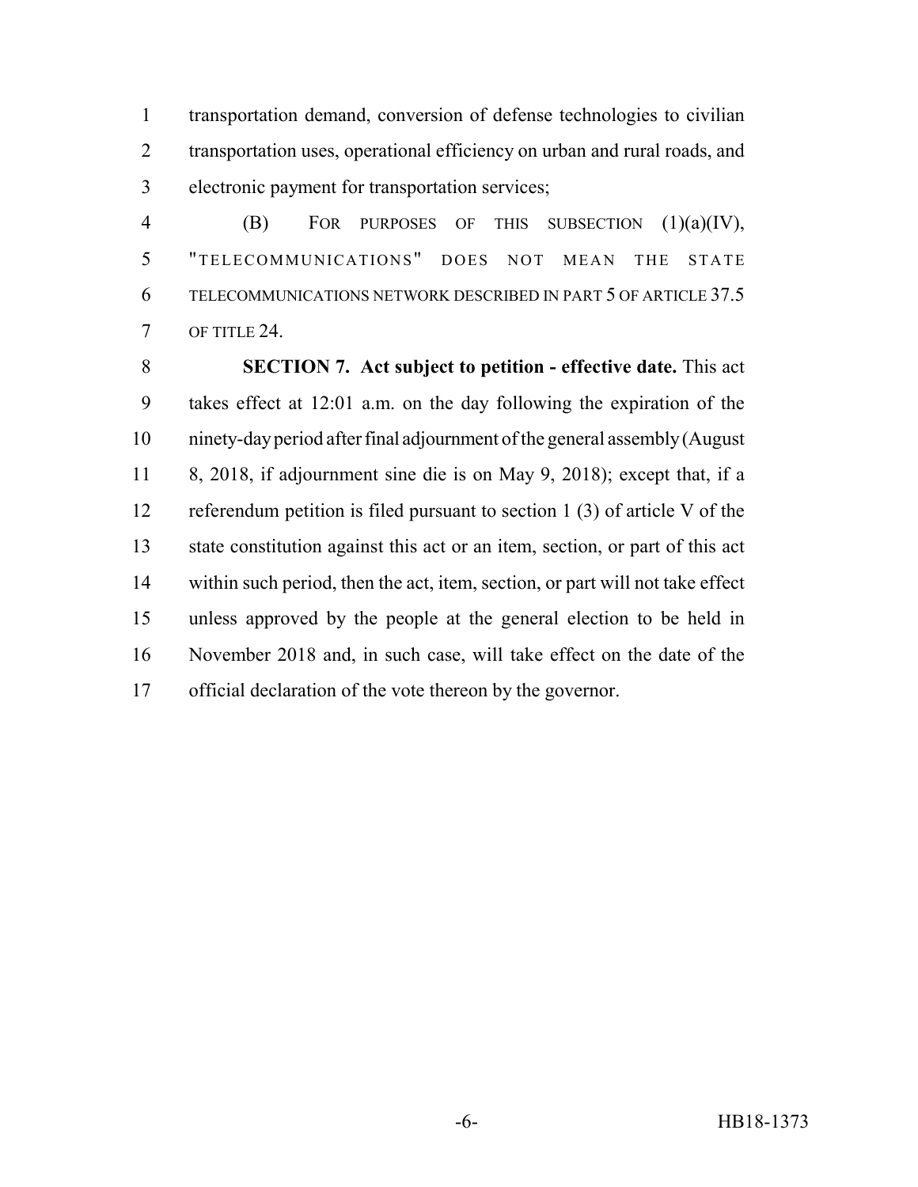transportation demand, conversion of defense technologies to civilian transportation uses, operational efficiency on urban and rural roads, and electronic payment for transportation services;

(B) FOR PURPOSES OF THIS SUBSECTION (1)(a)(IV), "TELECOMMUNICATIONS" DOES NOT MEAN THE STATE TELECOMMUNICATIONS NETWORK DESCRIBED IN PART 5 OF ARTICLE 37.5 OF TITLE 24.

**SECTION 7. Act subject to petition - effective date.** This act takes effect at 12:01 a.m. on the day following the expiration of the ninety-day period after final adjournment of the general assembly (August 8, 2018, if adjournment sine die is on May 9, 2018); except that, if a referendum petition is filed pursuant to section 1 (3) of article V of the state constitution against this act or an item, section, or part of this act within such period, then the act, item, section, or part will not take effect unless approved by the people at the general election to be held in November 2018 and, in such case, will take effect on the date of the official declaration of the vote thereon by the governor.